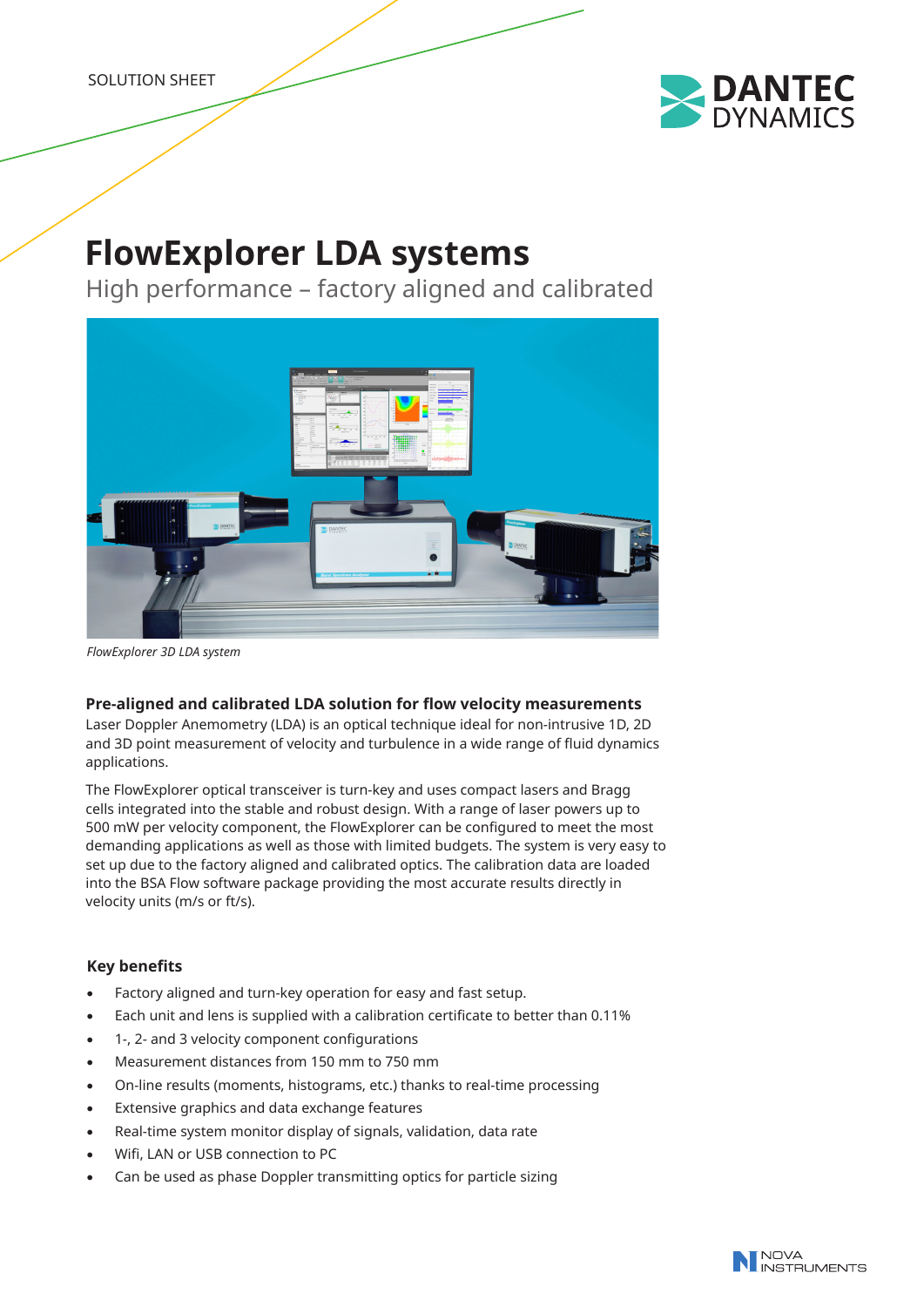SOLUTION SHEET

# FlowExplorer LDA systems

## High performance – factory aligned and calibrated

*FlowExplorer 3D LDA system*

### Pre-aligned and calibrated LDA solution for flow velocity measurements

Laser Doppler Anemometry (LDA) is an optical technique ideal for non-intrusive 1D, 2D and 3D point measurement of velocity and turbulence in a wide range of fluid dynamics applications.

The FlowExplorer optical transceiver is turn-key and uses compact lasers and Bragg cells integrated into the stable and robust design. With a range of laser powers up to 500 mW per velocity component, the FlowExplorer can be configured to meet the most demanding applications as well as those with limited budgets. The system is very easy to set up due to the factory aligned and calibrated optics. The calibration data are loaded into the BSA Flow software package providing the most accurate results directly in velocity units (m/s or ft/s).

### Key benefits

- Factory aligned and turn-key operation for easy and fast setup.
- Each unit and lens is supplied with a calibration certificate to better than 0.11%
- 1-, 2- and 3 velocity component configurations
- Measurement distances from 150 mm to 750 mm
- On-line results (moments, histograms, etc.) thanks to real-time processing
- Extensive graphics and data exchange features
- Real-time system monitor display of signals, validation, data rate
- Wifi, LAN or USB connection to PC
- Can be used as phase Doppler transmitting optics for particle sizing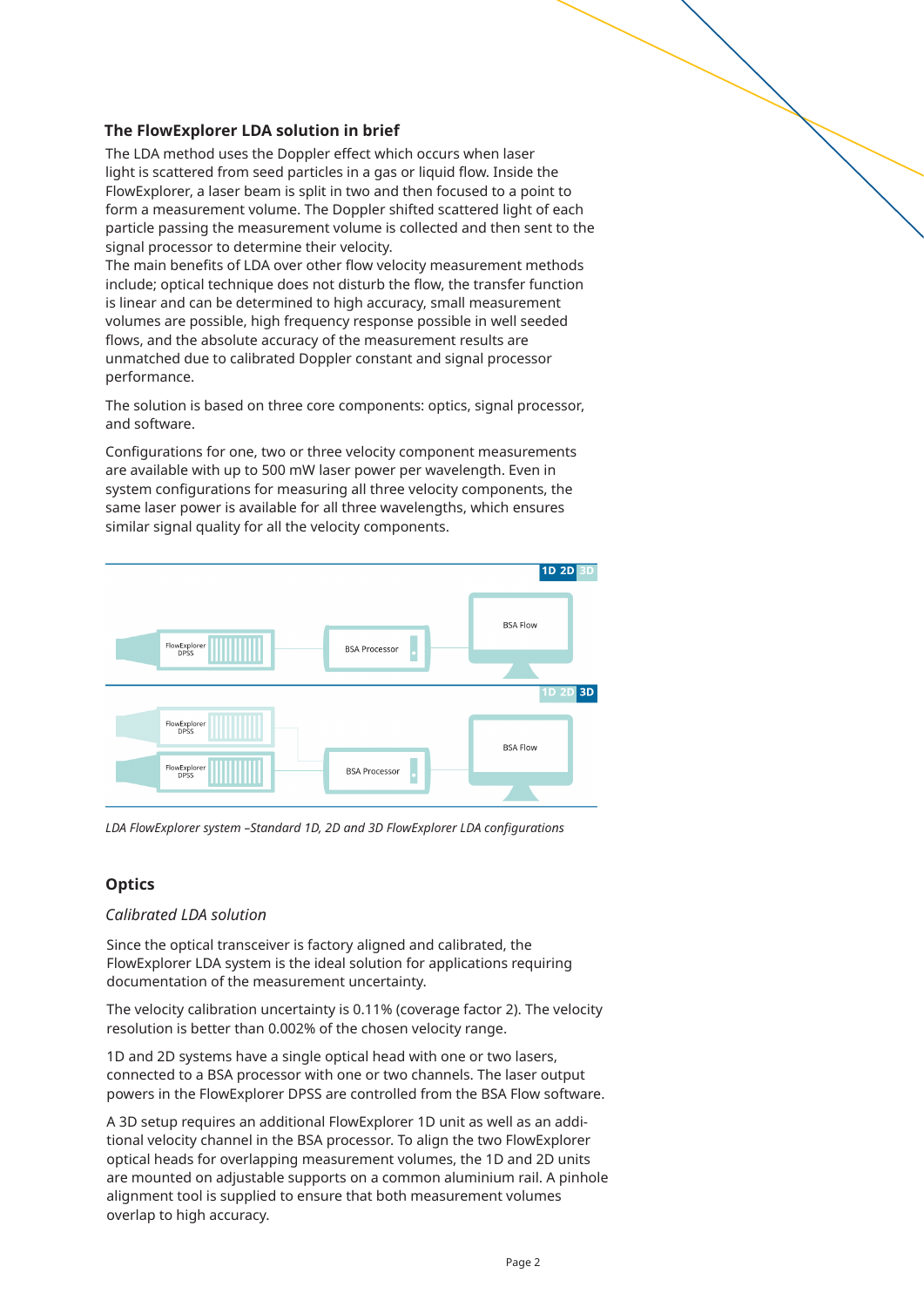## The FlowExplorer LDA solution in brief

The LDA method uses the Doppler effect which occurs when laser light is scattered from seed particles in a gas or liquid flow. Inside the FlowExplorer, a laser beam is split in two and then focused to a point to form a measurement volume. The Doppler shifted scattered light of each particle passing the measurement volume is collected and then sent to the signal processor to determine their velocity.
The main benefits of LDA over other flow velocity measurement methods include; optical technique does not disturb the flow, the transfer function is linear and can be determined to high accuracy, small measurement volumes are possible, high frequency response possible in well seeded flows, and the absolute accuracy of the measurement results are unmatched due to calibrated Doppler constant and signal processor performance.

The solution is based on three core components: optics, signal processor, and software.

Configurations for one, two or three velocity component measurements are available with up to 500 mW laser power per wavelength. Even in system configurations for measuring all three velocity components, the same laser power is available for all three wavelengths, which ensures similar signal quality for all the velocity components.

*LDA FlowExplorer system –Standard 1D, 2D and 3D FlowExplorer LDA configurations*

## Optics

*Calibrated LDA solution*

Since the optical transceiver is factory aligned and calibrated, the FlowExplorer LDA system is the ideal solution for applications requiring documentation of the measurement uncertainty.

The velocity calibration uncertainty is 0.11% (coverage factor 2). The velocity resolution is better than 0.002% of the chosen velocity range.

1D and 2D systems have a single optical head with one or two lasers, connected to a BSA processor with one or two channels. The laser output powers in the FlowExplorer DPSS are controlled from the BSA Flow software.

A 3D setup requires an additional FlowExplorer 1D unit as well as an additional velocity channel in the BSA processor. To align the two FlowExplorer optical heads for overlapping measurement volumes, the 1D and 2D units are mounted on adjustable supports on a common aluminium rail. A pinhole alignment tool is supplied to ensure that both measurement volumes overlap to high accuracy.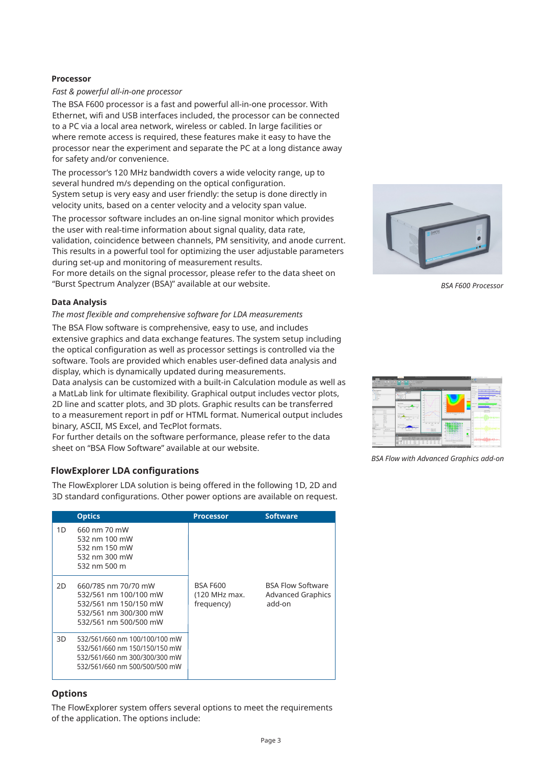### Processor

*Fast & powerful all-in-one processor*

The BSA F600 processor is a fast and powerful all-in-one processor. With Ethernet, wifi and USB interfaces included, the processor can be connected to a PC via a local area network, wireless or cabled. In large facilities or where remote access is required, these features make it easy to have the processor near the experiment and separate the PC at a long distance away for safety and/or convenience.

The processor's 120 MHz bandwidth covers a wide velocity range, up to several hundred m/s depending on the optical configuration.
System setup is very easy and user friendly: the setup is done directly in velocity units, based on a center velocity and a velocity span value.

The processor software includes an on-line signal monitor which provides the user with real-time information about signal quality, data rate, validation, coincidence between channels, PM sensitivity, and anode current. This results in a powerful tool for optimizing the user adjustable parameters during set-up and monitoring of measurement results.
For more details on the signal processor, please refer to the data sheet on "Burst Spectrum Analyzer (BSA)" available at our website.

*BSA F600 Processor*

### Data Analysis

*The most flexible and comprehensive software for LDA measurements*

The BSA Flow software is comprehensive, easy to use, and includes extensive graphics and data exchange features. The system setup including the optical configuration as well as processor settings is controlled via the software. Tools are provided which enables user-defined data analysis and display, which is dynamically updated during measurements.
Data analysis can be customized with a built-in Calculation module as well as a MatLab link for ultimate flexibility. Graphical output includes vector plots, 2D line and scatter plots, and 3D plots. Graphic results can be transferred to a measurement report in pdf or HTML format. Numerical output includes binary, ASCII, MS Excel, and TecPlot formats.
For further details on the software performance, please refer to the data sheet on "BSA Flow Software" available at our website.

*BSA Flow with Advanced Graphics add-on*

## FlowExplorer LDA configurations

The FlowExplorer LDA solution is being offered in the following 1D, 2D and 3D standard configurations. Other power options are available on request.

| | Optics | Processor | Software |
|---|---|---|---|
| 1D | 660 nm 70 mW<br>532 nm 100 mW<br>532 nm 150 mW<br>532 nm 300 mW<br>532 nm 500 m | BSA F600 (120 MHz max. frequency) | BSA Flow Software Advanced Graphics add-on |
| 2D | 660/785 nm 70/70 mW<br>532/561 nm 100/100 mW<br>532/561 nm 150/150 mW<br>532/561 nm 300/300 mW<br>532/561 nm 500/500 mW | | |
| 3D | 532/561/660 nm 100/100/100 mW<br>532/561/660 nm 150/150/150 mW<br>532/561/660 nm 300/300/300 mW<br>532/561/660 nm 500/500/500 mW | | |

## Options

The FlowExplorer system offers several options to meet the requirements of the application. The options include: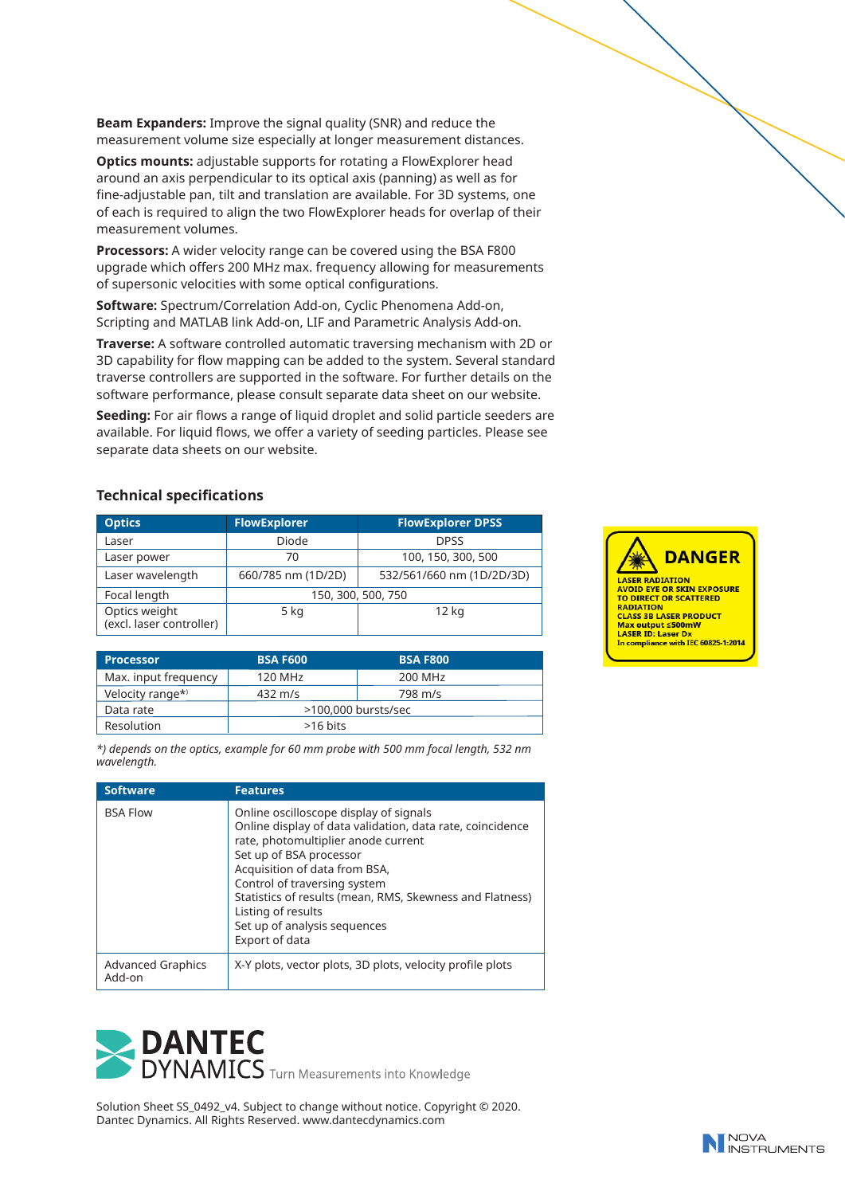**Beam Expanders:** Improve the signal quality (SNR) and reduce the measurement volume size especially at longer measurement distances.

**Optics mounts:** adjustable supports for rotating a FlowExplorer head around an axis perpendicular to its optical axis (panning) as well as for fine-adjustable pan, tilt and translation are available. For 3D systems, one of each is required to align the two FlowExplorer heads for overlap of their measurement volumes.

**Processors:** A wider velocity range can be covered using the BSA F800 upgrade which offers 200 MHz max. frequency allowing for measurements of supersonic velocities with some optical configurations.

**Software:** Spectrum/Correlation Add-on, Cyclic Phenomena Add-on, Scripting and MATLAB link Add-on, LIF and Parametric Analysis Add-on.

**Traverse:** A software controlled automatic traversing mechanism with 2D or 3D capability for flow mapping can be added to the system. Several standard traverse controllers are supported in the software. For further details on the software performance, please consult separate data sheet on our website.

**Seeding:** For air flows a range of liquid droplet and solid particle seeders are available. For liquid flows, we offer a variety of seeding particles. Please see separate data sheets on our website.

## Technical specifications

| Optics | FlowExplorer | FlowExplorer DPSS |
|---|---|---|
| Laser | Diode | DPSS |
| Laser power | 70 | 100, 150, 300, 500 |
| Laser wavelength | 660/785 nm (1D/2D) | 532/561/660 nm (1D/2D/3D) |
| Focal length | 150, 300, 500, 750 | |
| Optics weight (excl. laser controller) | 5 kg | 12 kg |

| Processor | BSA F600 | BSA F800 |
|---|---|---|
| Max. input frequency | 120 MHz | 200 MHz |
| Velocity range*) | 432 m/s | 798 m/s |
| Data rate | >100,000 bursts/sec | |
| Resolution | >16 bits | |

*\*) depends on the optics, example for 60 mm probe with 500 mm focal length, 532 nm wavelength.*

| Software | Features |
|---|---|
| BSA Flow | Online oscilloscope display of signals<br>Online display of data validation, data rate, coincidence rate, photomultiplier anode current<br>Set up of BSA processor<br>Acquisition of data from BSA,<br>Control of traversing system<br>Statistics of results (mean, RMS, Skewness and Flatness)<br>Listing of results<br>Set up of analysis sequences<br>Export of data |
| Advanced Graphics Add-on | X-Y plots, vector plots, 3D plots, velocity profile plots |

DANGER
LASER RADIATION
AVOID EYE OR SKIN EXPOSURE TO DIRECT OR SCATTERED RADIATION
CLASS 3B LASER PRODUCT
Max output ≤500mW
LASER ID: Laser Dx
In compliance with IEC 60825-1:2014

DANTEC DYNAMICS Turn Measurements into Knowledge

Solution Sheet SS_0492_v4. Subject to change without notice. Copyright © 2020. Dantec Dynamics. All Rights Reserved. www.dantecdynamics.com

NOVA INSTRUMENTS